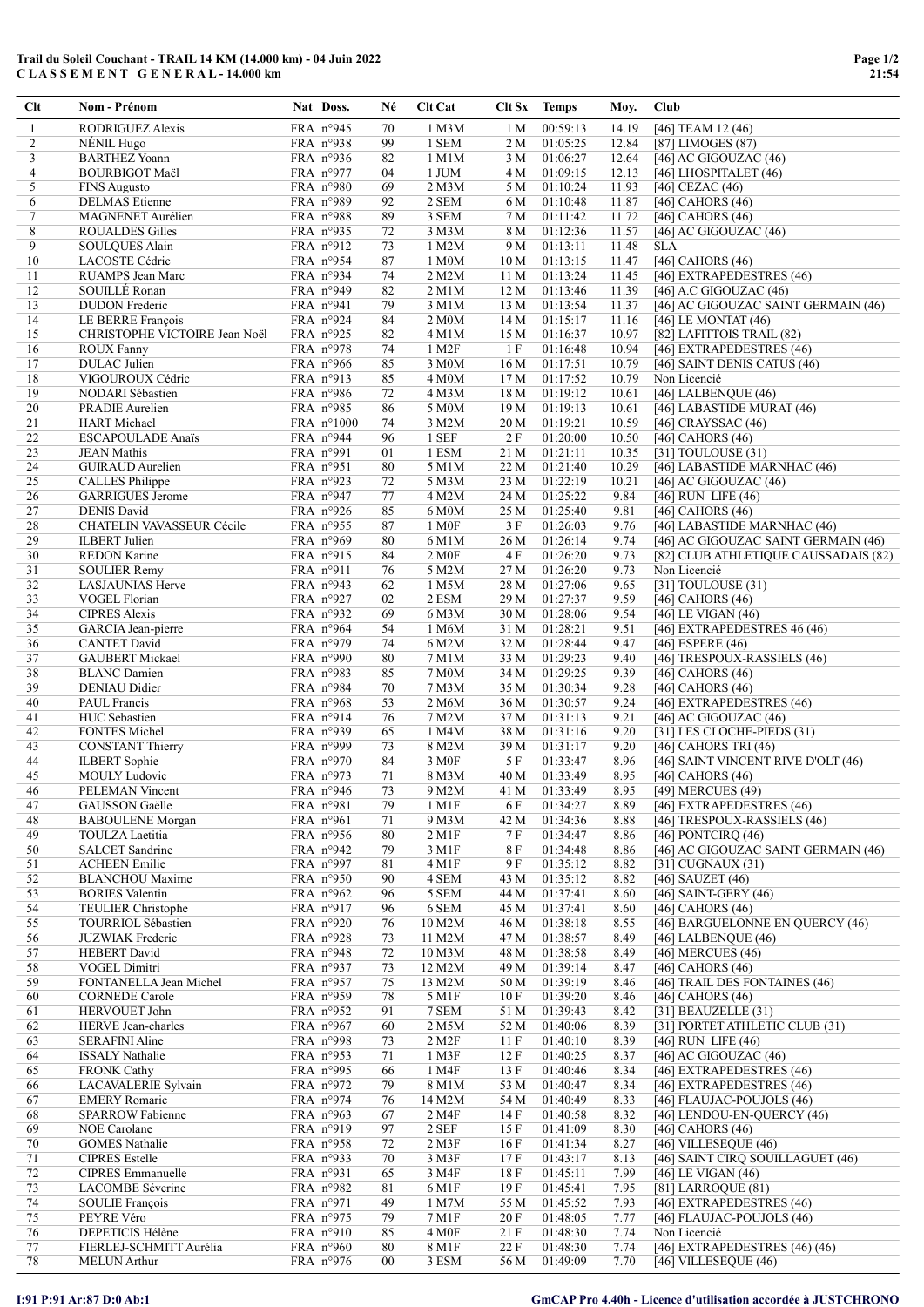**Trail du Soleil Couchant - TRAIL 14 KM (14.000 km) - 04 Juin 2022**
**C L A S S E M E N T   G E N E R A L - 14.000 km**

| Clt | Nom - Prénom | Nat | Doss. | Né | Clt Cat | Clt Sx | Temps | Moy. | Club |
|---|---|---|---|---|---|---|---|---|---|
| 1 | RODRIGUEZ Alexis | FRA | n°945 | 70 | 1 M3M | 1 M | 00:59:13 | 14.19 | [46] TEAM 12 (46) |
| 2 | NÉNIL Hugo | FRA | n°938 | 99 | 1 SEM | 2 M | 01:05:25 | 12.84 | [87] LIMOGES (87) |
| 3 | BARTHEZ Yoann | FRA | n°936 | 82 | 1 M1M | 3 M | 01:06:27 | 12.64 | [46] AC GIGOUZAC (46) |
| 4 | BOURBIGOT Maël | FRA | n°977 | 04 | 1 JUM | 4 M | 01:09:15 | 12.13 | [46] LHOSPITALET (46) |
| 5 | FINS Augusto | FRA | n°980 | 69 | 2 M3M | 5 M | 01:10:24 | 11.93 | [46] CEZAC (46) |
| 6 | DELMAS Etienne | FRA | n°989 | 92 | 2 SEM | 6 M | 01:10:48 | 11.87 | [46] CAHORS (46) |
| 7 | MAGNENET Aurélien | FRA | n°988 | 89 | 3 SEM | 7 M | 01:11:42 | 11.72 | [46] CAHORS (46) |
| 8 | ROUALDES Gilles | FRA | n°935 | 72 | 3 M3M | 8 M | 01:12:36 | 11.57 | [46] AC GIGOUZAC (46) |
| 9 | SOULQUES Alain | FRA | n°912 | 73 | 1 M2M | 9 M | 01:13:11 | 11.48 | SLA |
| 10 | LACOSTE Cédric | FRA | n°954 | 87 | 1 M0M | 10 M | 01:13:15 | 11.47 | [46] CAHORS (46) |
| 11 | RUAMPS Jean Marc | FRA | n°934 | 74 | 2 M2M | 11 M | 01:13:24 | 11.45 | [46] EXTRAPEDESTRES (46) |
| 12 | SOUILLÉ Ronan | FRA | n°949 | 82 | 2 M1M | 12 M | 01:13:46 | 11.39 | [46] A.C GIGOUZAC (46) |
| 13 | DUDON Frederic | FRA | n°941 | 79 | 3 M1M | 13 M | 01:13:54 | 11.37 | [46] AC GIGOUZAC SAINT GERMAIN (46) |
| 14 | LE BERRE François | FRA | n°924 | 84 | 2 M0M | 14 M | 01:15:17 | 11.16 | [46] LE MONTAT (46) |
| 15 | CHRISTOPHE VICTOIRE Jean Noël | FRA | n°925 | 82 | 4 M1M | 15 M | 01:16:37 | 10.97 | [82] LAFITTOIS TRAIL (82) |
| 16 | ROUX Fanny | FRA | n°978 | 74 | 1 M2F | 1 F | 01:16:48 | 10.94 | [46] EXTRAPEDESTRES (46) |
| 17 | DULAC Julien | FRA | n°966 | 85 | 3 M0M | 16 M | 01:17:51 | 10.79 | [46] SAINT DENIS CATUS (46) |
| 18 | VIGOUROUX Cédric | FRA | n°913 | 85 | 4 M0M | 17 M | 01:17:52 | 10.79 | Non Licencié |
| 19 | NODARI Sébastien | FRA | n°986 | 72 | 4 M3M | 18 M | 01:19:12 | 10.61 | [46] LALBENQUE (46) |
| 20 | PRADIE Aurelien | FRA | n°985 | 86 | 5 M0M | 19 M | 01:19:13 | 10.61 | [46] LABASTIDE MURAT (46) |
| 21 | HART Michael | FRA | n°1000 | 74 | 3 M2M | 20 M | 01:19:21 | 10.59 | [46] CRAYSSAC (46) |
| 22 | ESCAPOULADE Anaïs | FRA | n°944 | 96 | 1 SEF | 2 F | 01:20:00 | 10.50 | [46] CAHORS (46) |
| 23 | JEAN Mathis | FRA | n°991 | 01 | 1 ESM | 21 M | 01:21:11 | 10.35 | [31] TOULOUSE (31) |
| 24 | GUIRAUD Aurelien | FRA | n°951 | 80 | 5 M1M | 22 M | 01:21:40 | 10.29 | [46] LABASTIDE MARNHAC (46) |
| 25 | CALLES Philippe | FRA | n°923 | 72 | 5 M3M | 23 M | 01:22:19 | 10.21 | [46] AC GIGOUZAC (46) |
| 26 | GARRIGUES Jerome | FRA | n°947 | 77 | 4 M2M | 24 M | 01:25:22 | 9.84 | [46] RUN LIFE (46) |
| 27 | DENIS David | FRA | n°926 | 85 | 6 M0M | 25 M | 01:25:40 | 9.81 | [46] CAHORS (46) |
| 28 | CHATELIN VAVASSEUR Cécile | FRA | n°955 | 87 | 1 M0F | 3 F | 01:26:03 | 9.76 | [46] LABASTIDE MARNHAC (46) |
| 29 | ILBERT Julien | FRA | n°969 | 80 | 6 M1M | 26 M | 01:26:14 | 9.74 | [46] AC GIGOUZAC SAINT GERMAIN (46) |
| 30 | REDON Karine | FRA | n°915 | 84 | 2 M0F | 4 F | 01:26:20 | 9.73 | [82] CLUB ATHLETIQUE CAUSSADAIS (82) |
| 31 | SOULIER Remy | FRA | n°911 | 76 | 5 M2M | 27 M | 01:26:20 | 9.73 | Non Licencié |
| 32 | LASJAUNIAS Herve | FRA | n°943 | 62 | 1 M5M | 28 M | 01:27:06 | 9.65 | [31] TOULOUSE (31) |
| 33 | VOGEL Florian | FRA | n°927 | 02 | 2 ESM | 29 M | 01:27:37 | 9.59 | [46] CAHORS (46) |
| 34 | CIPRES Alexis | FRA | n°932 | 69 | 6 M3M | 30 M | 01:28:06 | 9.54 | [46] LE VIGAN (46) |
| 35 | GARCIA Jean-pierre | FRA | n°964 | 54 | 1 M6M | 31 M | 01:28:21 | 9.51 | [46] EXTRAPEDESTRES 46 (46) |
| 36 | CANTET David | FRA | n°979 | 74 | 6 M2M | 32 M | 01:28:44 | 9.47 | [46] ESPERE (46) |
| 37 | GAUBERT Mickael | FRA | n°990 | 80 | 7 M1M | 33 M | 01:29:23 | 9.40 | [46] TRESPOUX-RASSIELS (46) |
| 38 | BLANC Damien | FRA | n°983 | 85 | 7 M0M | 34 M | 01:29:25 | 9.39 | [46] CAHORS (46) |
| 39 | DENIAU Didier | FRA | n°984 | 70 | 7 M3M | 35 M | 01:30:34 | 9.28 | [46] CAHORS (46) |
| 40 | PAUL Francis | FRA | n°968 | 53 | 2 M6M | 36 M | 01:30:57 | 9.24 | [46] EXTRAPEDESTRES (46) |
| 41 | HUC Sebastien | FRA | n°914 | 76 | 7 M2M | 37 M | 01:31:13 | 9.21 | [46] AC GIGOUZAC (46) |
| 42 | FONTES Michel | FRA | n°939 | 65 | 1 M4M | 38 M | 01:31:16 | 9.20 | [31] LES CLOCHE-PIEDS (31) |
| 43 | CONSTANT Thierry | FRA | n°999 | 73 | 8 M2M | 39 M | 01:31:17 | 9.20 | [46] CAHORS TRI (46) |
| 44 | ILBERT Sophie | FRA | n°970 | 84 | 3 M0F | 5 F | 01:33:47 | 8.96 | [46] SAINT VINCENT RIVE D'OLT (46) |
| 45 | MOULY Ludovic | FRA | n°973 | 71 | 8 M3M | 40 M | 01:33:49 | 8.95 | [46] CAHORS (46) |
| 46 | PELEMAN Vincent | FRA | n°946 | 73 | 9 M2M | 41 M | 01:33:49 | 8.95 | [49] MERCUES (49) |
| 47 | GAUSSON Gaëlle | FRA | n°981 | 79 | 1 M1F | 6 F | 01:34:27 | 8.89 | [46] EXTRAPEDESTRES (46) |
| 48 | BABOULENE Morgan | FRA | n°961 | 71 | 9 M3M | 42 M | 01:34:36 | 8.88 | [46] TRESPOUX-RASSIELS (46) |
| 49 | TOULZA Laetitia | FRA | n°956 | 80 | 2 M1F | 7 F | 01:34:47 | 8.86 | [46] PONTCIRQ (46) |
| 50 | SALCET Sandrine | FRA | n°942 | 79 | 3 M1F | 8 F | 01:34:48 | 8.86 | [46] AC GIGOUZAC SAINT GERMAIN (46) |
| 51 | ACHEEN Emilie | FRA | n°997 | 81 | 4 M1F | 9 F | 01:35:12 | 8.82 | [31] CUGNAUX (31) |
| 52 | BLANCHOU Maxime | FRA | n°950 | 90 | 4 SEM | 43 M | 01:35:12 | 8.82 | [46] SAUZET (46) |
| 53 | BORIES Valentin | FRA | n°962 | 96 | 5 SEM | 44 M | 01:37:41 | 8.60 | [46] SAINT-GERY (46) |
| 54 | FILLAU Christophe | FRA | n°917 | 96 | 6 SEM | 45 M | 01:37:41 | 8.60 | [46] CAHORS (46) |
| 55 | TOURRIOL Sébastien | FRA | n°920 | 76 | 10 M2M | 46 M | 01:38:18 | 8.55 | [46] BARGUELONNE EN QUERCY (46) |
| 56 | JUZWIAK Frederic | FRA | n°928 | 73 | 11 M2M | 47 M | 01:38:57 | 8.49 | [46] LALBENQUE (46) |
| 57 | HEBERT David | FRA | n°948 | 72 | 10 M3M | 48 M | 01:38:58 | 8.49 | [46] MERCUES (46) |
| 58 | VOGEL Dimitri | FRA | n°937 | 73 | 12 M2M | 49 M | 01:39:14 | 8.47 | [46] CAHORS (46) |
| 59 | FONTANELLA Jean Michel | FRA | n°957 | 75 | 13 M2M | 50 M | 01:39:19 | 8.46 | [46] TRAIL DES FONTAINES (46) |
| 60 | CORNEDE Carole | FRA | n°959 | 78 | 5 M1F | 10 F | 01:39:20 | 8.46 | [46] CAHORS (46) |
| 61 | HERVOUET John | FRA | n°952 | 91 | 7 SEM | 51 M | 01:39:43 | 8.42 | [31] BEAUZELLE (31) |
| 62 | HERVE Jean-charles | FRA | n°967 | 60 | 2 M5M | 52 M | 01:40:06 | 8.39 | [31] PORTET ATHLETIC CLUB (31) |
| 63 | SERAFINI Aline | FRA | n°998 | 73 | 2 M2F | 11 F | 01:40:10 | 8.39 | [46] RUN LIFE (46) |
| 64 | ISSALY Nathalie | FRA | n°953 | 71 | 1 M3F | 12 F | 01:40:25 | 8.37 | [46] AC GIGOUZAC (46) |
| 65 | FRONK Cathy | FRA | n°995 | 66 | 1 M4F | 13 F | 01:40:46 | 8.34 | [46] EXTRAPEDESTRES (46) |
| 66 | LACAVALERIE Sylvain | FRA | n°972 | 79 | 8 M1M | 53 M | 01:40:47 | 8.34 | [46] EXTRAPEDESTRES (46) |
| 67 | EMERY Romaric | FRA | n°974 | 76 | 14 M2M | 54 M | 01:40:49 | 8.33 | [46] FLAUJAC-POUJOLS (46) |
| 68 | SPARROW Fabienne | FRA | n°963 | 67 | 2 M4F | 14 F | 01:40:58 | 8.32 | [46] LENDOU-EN-QUERCY (46) |
| 69 | NOE Carolane | FRA | n°919 | 97 | 2 SEF | 15 F | 01:41:09 | 8.30 | [46] CAHORS (46) |
| 70 | GOMES Nathalie | FRA | n°958 | 72 | 2 M3F | 16 F | 01:41:34 | 8.27 | [46] VILLESEQUE (46) |
| 71 | CIPRES Estelle | FRA | n°933 | 70 | 3 M3F | 17 F | 01:43:17 | 8.13 | [46] SAINT CIRQ SOUILLAGUET (46) |
| 72 | CIPRES Emmanuelle | FRA | n°931 | 65 | 3 M4F | 18 F | 01:45:11 | 7.99 | [46] LE VIGAN (46) |
| 73 | LACOMBE Séverine | FRA | n°982 | 81 | 6 M1F | 19 F | 01:45:41 | 7.95 | [81] LARROQUE (81) |
| 74 | SOULIE François | FRA | n°971 | 49 | 1 M7M | 55 M | 01:45:52 | 7.93 | [46] EXTRAPEDESTRES (46) |
| 75 | PEYRE Véro | FRA | n°975 | 79 | 7 M1F | 20 F | 01:48:05 | 7.77 | [46] FLAUJAC-POUJOLS (46) |
| 76 | DEPETICIS Hélène | FRA | n°910 | 85 | 4 M0F | 21 F | 01:48:30 | 7.74 | Non Licencié |
| 77 | FIERLEJ-SCHMITT Aurélia | FRA | n°960 | 80 | 8 M1F | 22 F | 01:48:30 | 7.74 | [46] EXTRAPEDESTRES (46) (46) |
| 78 | MELUN Arthur | FRA | n°976 | 00 | 3 ESM | 56 M | 01:49:09 | 7.70 | [46] VILLESEQUE (46) |

I:91 P:91 Ar:87 D:0 Ab:1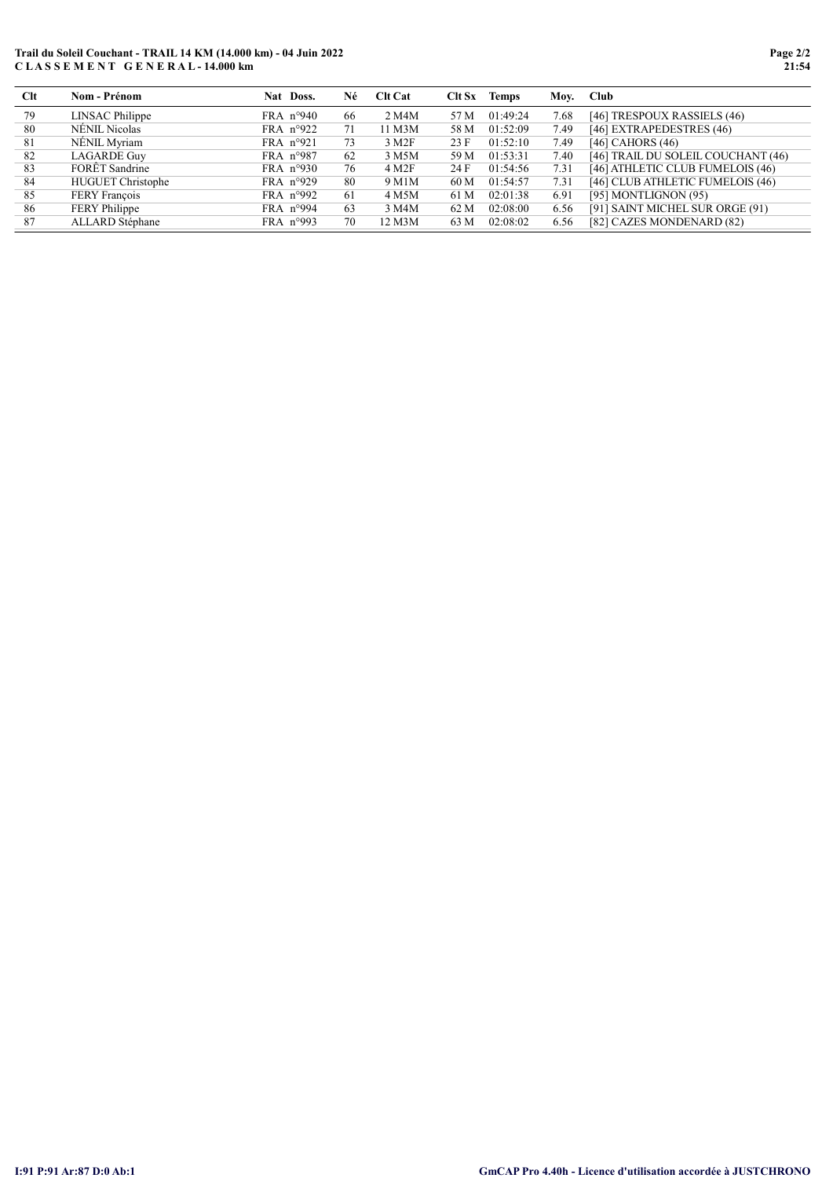| Clt | Nom - Prénom | Nat | Doss. | Né | Clt Cat | Clt Sx | Temps | Moy. | Club |
|---|---|---|---|---|---|---|---|---|---|
| 79 | LINSAC Philippe | FRA | n°940 | 66 | 2 M4M | 57 M | 01:49:24 | 7.68 | [46] TRESPOUX RASSIELS (46) |
| 80 | NÉNIL Nicolas | FRA | n°922 | 71 | 11 M3M | 58 M | 01:52:09 | 7.49 | [46] EXTRAPEDESTRES (46) |
| 81 | NÉNIL Myriam | FRA | n°921 | 73 | 3 M2F | 23 F | 01:52:10 | 7.49 | [46] CAHORS (46) |
| 82 | LAGARDE Guy | FRA | n°987 | 62 | 3 M5M | 59 M | 01:53:31 | 7.40 | [46] TRAIL DU SOLEIL COUCHANT (46) |
| 83 | FORÊT Sandrine | FRA | n°930 | 76 | 4 M2F | 24 F | 01:54:56 | 7.31 | [46] ATHLETIC CLUB FUMELOIS (46) |
| 84 | HUGUET Christophe | FRA | n°929 | 80 | 9 M1M | 60 M | 01:54:57 | 7.31 | [46] CLUB ATHLETIC FUMELOIS (46) |
| 85 | FERY François | FRA | n°992 | 61 | 4 M5M | 61 M | 02:01:38 | 6.91 | [95] MONTLIGNON (95) |
| 86 | FERY Philippe | FRA | n°994 | 63 | 3 M4M | 62 M | 02:08:00 | 6.56 | [91] SAINT MICHEL SUR ORGE (91) |
| 87 | ALLARD Stéphane | FRA | n°993 | 70 | 12 M3M | 63 M | 02:08:02 | 6.56 | [82] CAZES MONDENARD (82) |

I:91 P:91 Ar:87 D:0 Ab:1

GmCAP Pro 4.40h - Licence d'utilisation accordée à JUSTCHRONO